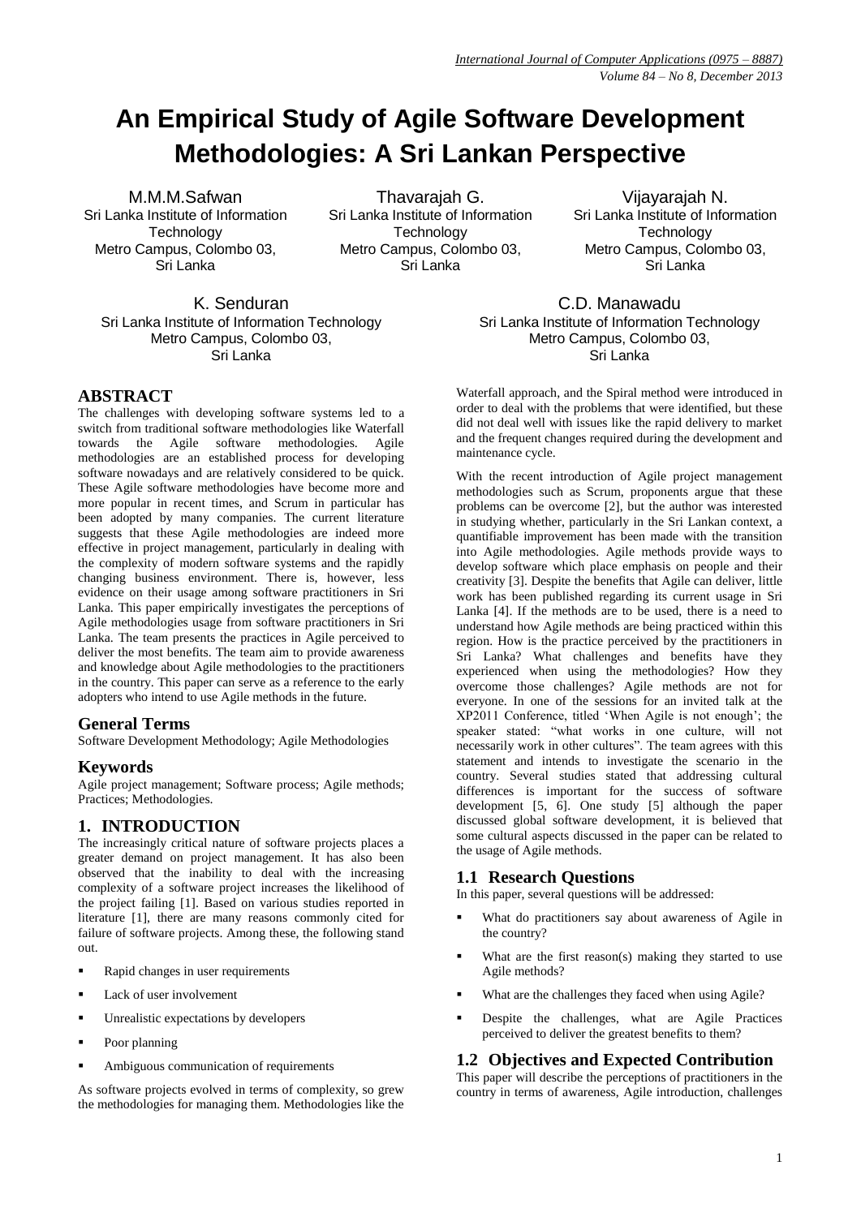# An Empirical Study of Agile Software Development Methodologies: A Sri Lankan Perspective

M.M.M.Safwan
Sri Lanka Institute of Information Technology
Metro Campus, Colombo 03, Sri Lanka

Thavarajah G.
Sri Lanka Institute of Information Technology
Metro Campus, Colombo 03, Sri Lanka

Vijayarajah N.
Sri Lanka Institute of Information Technology
Metro Campus, Colombo 03, Sri Lanka

K. Senduran
Sri Lanka Institute of Information Technology
Metro Campus, Colombo 03, Sri Lanka

C.D. Manawadu
Sri Lanka Institute of Information Technology
Metro Campus, Colombo 03, Sri Lanka

## ABSTRACT

The challenges with developing software systems led to a switch from traditional software methodologies like Waterfall towards the Agile software methodologies. Agile methodologies are an established process for developing software nowadays and are relatively considered to be quick. These Agile software methodologies have become more and more popular in recent times, and Scrum in particular has been adopted by many companies. The current literature suggests that these Agile methodologies are indeed more effective in project management, particularly in dealing with the complexity of modern software systems and the rapidly changing business environment. There is, however, less evidence on their usage among software practitioners in Sri Lanka. This paper empirically investigates the perceptions of Agile methodologies usage from software practitioners in Sri Lanka. The team presents the practices in Agile perceived to deliver the most benefits. The team aim to provide awareness and knowledge about Agile methodologies to the practitioners in the country. This paper can serve as a reference to the early adopters who intend to use Agile methods in the future.

### General Terms

Software Development Methodology; Agile Methodologies

### Keywords

Agile project management; Software process; Agile methods; Practices; Methodologies.

## 1. INTRODUCTION

The increasingly critical nature of software projects places a greater demand on project management. It has also been observed that the inability to deal with the increasing complexity of a software project increases the likelihood of the project failing [1]. Based on various studies reported in literature [1], there are many reasons commonly cited for failure of software projects. Among these, the following stand out.

- Rapid changes in user requirements
- Lack of user involvement
- Unrealistic expectations by developers
- Poor planning
- Ambiguous communication of requirements

As software projects evolved in terms of complexity, so grew the methodologies for managing them. Methodologies like the Waterfall approach, and the Spiral method were introduced in order to deal with the problems that were identified, but these did not deal well with issues like the rapid delivery to market and the frequent changes required during the development and maintenance cycle.

With the recent introduction of Agile project management methodologies such as Scrum, proponents argue that these problems can be overcome [2], but the author was interested in studying whether, particularly in the Sri Lankan context, a quantifiable improvement has been made with the transition into Agile methodologies. Agile methods provide ways to develop software which place emphasis on people and their creativity [3]. Despite the benefits that Agile can deliver, little work has been published regarding its current usage in Sri Lanka [4]. If the methods are to be used, there is a need to understand how Agile methods are being practiced within this region. How is the practice perceived by the practitioners in Sri Lanka? What challenges and benefits have they experienced when using the methodologies? How they overcome those challenges? Agile methods are not for everyone. In one of the sessions for an invited talk at the XP2011 Conference, titled 'When Agile is not enough'; the speaker stated: "what works in one culture, will not necessarily work in other cultures". The team agrees with this statement and intends to investigate the scenario in the country. Several studies stated that addressing cultural differences is important for the success of software development [5, 6]. One study [5] although the paper discussed global software development, it is believed that some cultural aspects discussed in the paper can be related to the usage of Agile methods.

### 1.1 Research Questions

In this paper, several questions will be addressed:

- What do practitioners say about awareness of Agile in the country?
- What are the first reason(s) making they started to use Agile methods?
- What are the challenges they faced when using Agile?
- Despite the challenges, what are Agile Practices perceived to deliver the greatest benefits to them?

### 1.2 Objectives and Expected Contribution

This paper will describe the perceptions of practitioners in the country in terms of awareness, Agile introduction, challenges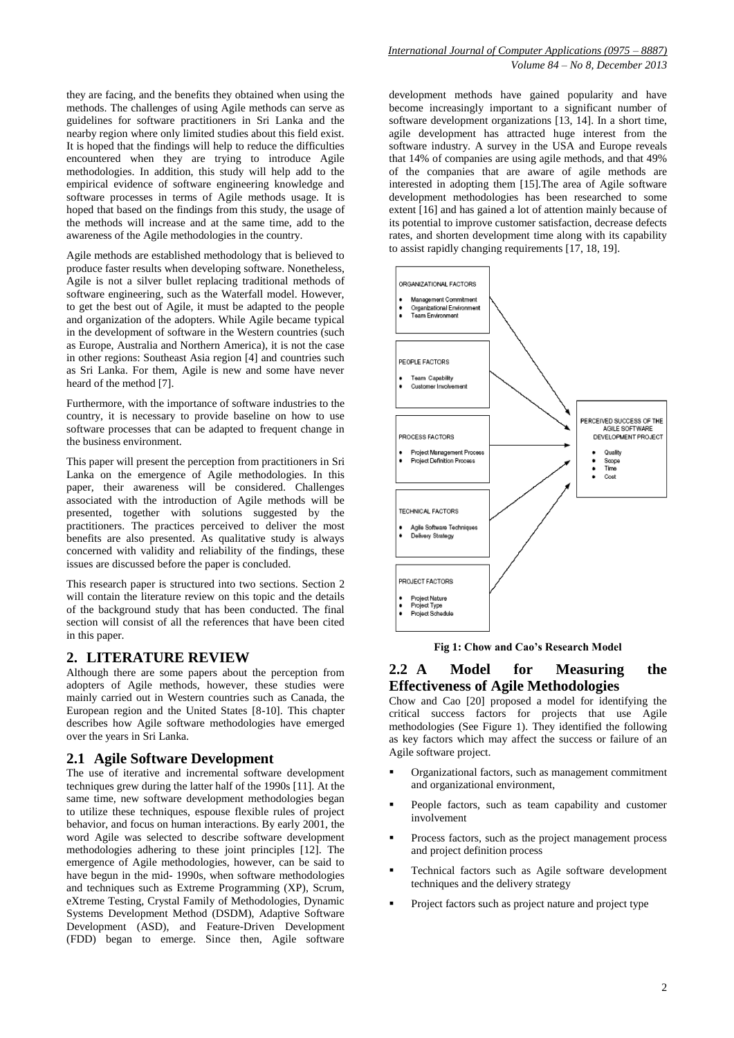they are facing, and the benefits they obtained when using the methods. The challenges of using Agile methods can serve as guidelines for software practitioners in Sri Lanka and the nearby region where only limited studies about this field exist. It is hoped that the findings will help to reduce the difficulties encountered when they are trying to introduce Agile methodologies. In addition, this study will help add to the empirical evidence of software engineering knowledge and software processes in terms of Agile methods usage. It is hoped that based on the findings from this study, the usage of the methods will increase and at the same time, add to the awareness of the Agile methodologies in the country.

Agile methods are established methodology that is believed to produce faster results when developing software. Nonetheless, Agile is not a silver bullet replacing traditional methods of software engineering, such as the Waterfall model. However, to get the best out of Agile, it must be adapted to the people and organization of the adopters. While Agile became typical in the development of software in the Western countries (such as Europe, Australia and Northern America), it is not the case in other regions: Southeast Asia region [4] and countries such as Sri Lanka. For them, Agile is new and some have never heard of the method [7].

Furthermore, with the importance of software industries to the country, it is necessary to provide baseline on how to use software processes that can be adapted to frequent change in the business environment.

This paper will present the perception from practitioners in Sri Lanka on the emergence of Agile methodologies. In this paper, their awareness will be considered. Challenges associated with the introduction of Agile methods will be presented, together with solutions suggested by the practitioners. The practices perceived to deliver the most benefits are also presented. As qualitative study is always concerned with validity and reliability of the findings, these issues are discussed before the paper is concluded.

This research paper is structured into two sections. Section 2 will contain the literature review on this topic and the details of the background study that has been conducted. The final section will consist of all the references that have been cited in this paper.

## 2. LITERATURE REVIEW

Although there are some papers about the perception from adopters of Agile methods, however, these studies were mainly carried out in Western countries such as Canada, the European region and the United States [8-10]. This chapter describes how Agile software methodologies have emerged over the years in Sri Lanka.

### 2.1 Agile Software Development

The use of iterative and incremental software development techniques grew during the latter half of the 1990s [11]. At the same time, new software development methodologies began to utilize these techniques, espouse flexible rules of project behavior, and focus on human interactions. By early 2001, the word Agile was selected to describe software development methodologies adhering to these joint principles [12]. The emergence of Agile methodologies, however, can be said to have begun in the mid- 1990s, when software methodologies and techniques such as Extreme Programming (XP), Scrum, eXtreme Testing, Crystal Family of Methodologies, Dynamic Systems Development Method (DSDM), Adaptive Software Development (ASD), and Feature-Driven Development (FDD) began to emerge. Since then, Agile software development methods have gained popularity and have become increasingly important to a significant number of software development organizations [13, 14]. In a short time, agile development has attracted huge interest from the software industry. A survey in the USA and Europe reveals that 14% of companies are using agile methods, and that 49% of the companies that are aware of agile methods are interested in adopting them [15].The area of Agile software development methodologies has been researched to some extent [16] and has gained a lot of attention mainly because of its potential to improve customer satisfaction, decrease defects rates, and shorten development time along with its capability to assist rapidly changing requirements [17, 18, 19].

ORGANIZATIONAL FACTORS
- Management Commitment
- Organizational Environment
- Team Environment

PEOPLE FACTORS
- Team Capability
- Customer Involvement

PROCESS FACTORS
- Project Management Process
- Project Definition Process

TECHNICAL FACTORS
- Agile Software Techniques
- Delivery Strategy

PROJECT FACTORS
- Project Nature
- Project Type
- Project Schedule

PERCEIVED SUCCESS OF THE AGILE SOFTWARE DEVELOPMENT PROJECT
- Quality
- Scope
- Time
- Cost

**Fig 1: Chow and Cao's Research Model**

### 2.2 A Model for Measuring the Effectiveness of Agile Methodologies

Chow and Cao [20] proposed a model for identifying the critical success factors for projects that use Agile methodologies (See Figure 1). They identified the following as key factors which may affect the success or failure of an Agile software project.

- Organizational factors, such as management commitment and organizational environment,
- People factors, such as team capability and customer involvement
- Process factors, such as the project management process and project definition process
- Technical factors such as Agile software development techniques and the delivery strategy
- Project factors such as project nature and project type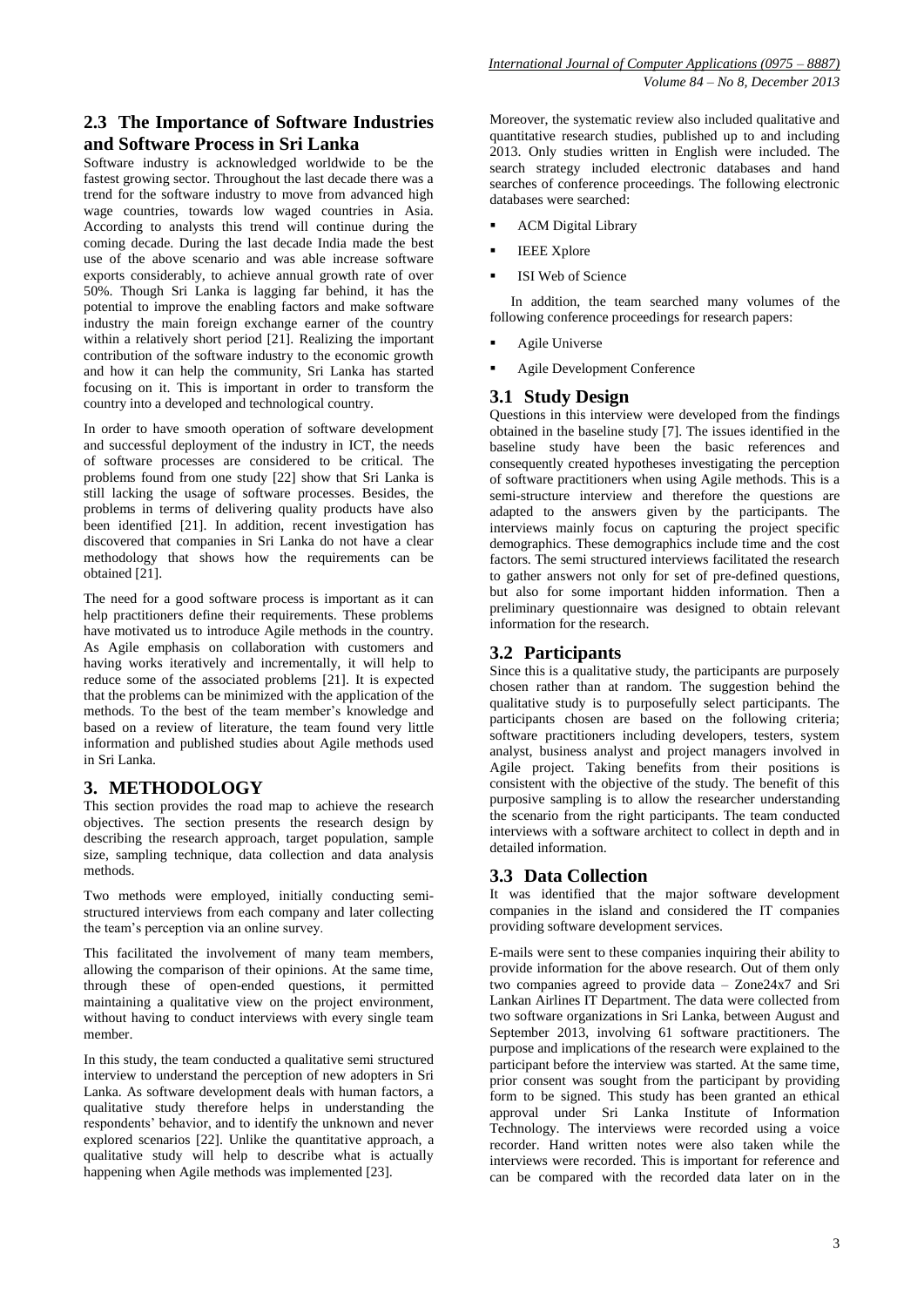## 2.3 The Importance of Software Industries and Software Process in Sri Lanka

Software industry is acknowledged worldwide to be the fastest growing sector. Throughout the last decade there was a trend for the software industry to move from advanced high wage countries, towards low waged countries in Asia. According to analysts this trend will continue during the coming decade. During the last decade India made the best use of the above scenario and was able increase software exports considerably, to achieve annual growth rate of over 50%. Though Sri Lanka is lagging far behind, it has the potential to improve the enabling factors and make software industry the main foreign exchange earner of the country within a relatively short period [21]. Realizing the important contribution of the software industry to the economic growth and how it can help the community, Sri Lanka has started focusing on it. This is important in order to transform the country into a developed and technological country.

In order to have smooth operation of software development and successful deployment of the industry in ICT, the needs of software processes are considered to be critical. The problems found from one study [22] show that Sri Lanka is still lacking the usage of software processes. Besides, the problems in terms of delivering quality products have also been identified [21]. In addition, recent investigation has discovered that companies in Sri Lanka do not have a clear methodology that shows how the requirements can be obtained [21].

The need for a good software process is important as it can help practitioners define their requirements. These problems have motivated us to introduce Agile methods in the country. As Agile emphasis on collaboration with customers and having works iteratively and incrementally, it will help to reduce some of the associated problems [21]. It is expected that the problems can be minimized with the application of the methods. To the best of the team member's knowledge and based on a review of literature, the team found very little information and published studies about Agile methods used in Sri Lanka.

# 3. METHODOLOGY

This section provides the road map to achieve the research objectives. The section presents the research design by describing the research approach, target population, sample size, sampling technique, data collection and data analysis methods.

Two methods were employed, initially conducting semi-structured interviews from each company and later collecting the team's perception via an online survey.

This facilitated the involvement of many team members, allowing the comparison of their opinions. At the same time, through these of open-ended questions, it permitted maintaining a qualitative view on the project environment, without having to conduct interviews with every single team member.

In this study, the team conducted a qualitative semi structured interview to understand the perception of new adopters in Sri Lanka. As software development deals with human factors, a qualitative study therefore helps in understanding the respondents' behavior, and to identify the unknown and never explored scenarios [22]. Unlike the quantitative approach, a qualitative study will help to describe what is actually happening when Agile methods was implemented [23].

Moreover, the systematic review also included qualitative and quantitative research studies, published up to and including 2013. Only studies written in English were included. The search strategy included electronic databases and hand searches of conference proceedings. The following electronic databases were searched:

- ACM Digital Library
- IEEE Xplore
- ISI Web of Science

In addition, the team searched many volumes of the following conference proceedings for research papers:

- Agile Universe
- Agile Development Conference

## 3.1 Study Design

Questions in this interview were developed from the findings obtained in the baseline study [7]. The issues identified in the baseline study have been the basic references and consequently created hypotheses investigating the perception of software practitioners when using Agile methods. This is a semi-structure interview and therefore the questions are adapted to the answers given by the participants. The interviews mainly focus on capturing the project specific demographics. These demographics include time and the cost factors. The semi structured interviews facilitated the research to gather answers not only for set of pre-defined questions, but also for some important hidden information. Then a preliminary questionnaire was designed to obtain relevant information for the research.

## 3.2 Participants

Since this is a qualitative study, the participants are purposely chosen rather than at random. The suggestion behind the qualitative study is to purposefully select participants. The participants chosen are based on the following criteria; software practitioners including developers, testers, system analyst, business analyst and project managers involved in Agile project. Taking benefits from their positions is consistent with the objective of the study. The benefit of this purposive sampling is to allow the researcher understanding the scenario from the right participants. The team conducted interviews with a software architect to collect in depth and in detailed information.

## 3.3 Data Collection

It was identified that the major software development companies in the island and considered the IT companies providing software development services.

E-mails were sent to these companies inquiring their ability to provide information for the above research. Out of them only two companies agreed to provide data – Zone24x7 and Sri Lankan Airlines IT Department. The data were collected from two software organizations in Sri Lanka, between August and September 2013, involving 61 software practitioners. The purpose and implications of the research were explained to the participant before the interview was started. At the same time, prior consent was sought from the participant by providing form to be signed. This study has been granted an ethical approval under Sri Lanka Institute of Information Technology. The interviews were recorded using a voice recorder. Hand written notes were also taken while the interviews were recorded. This is important for reference and can be compared with the recorded data later on in the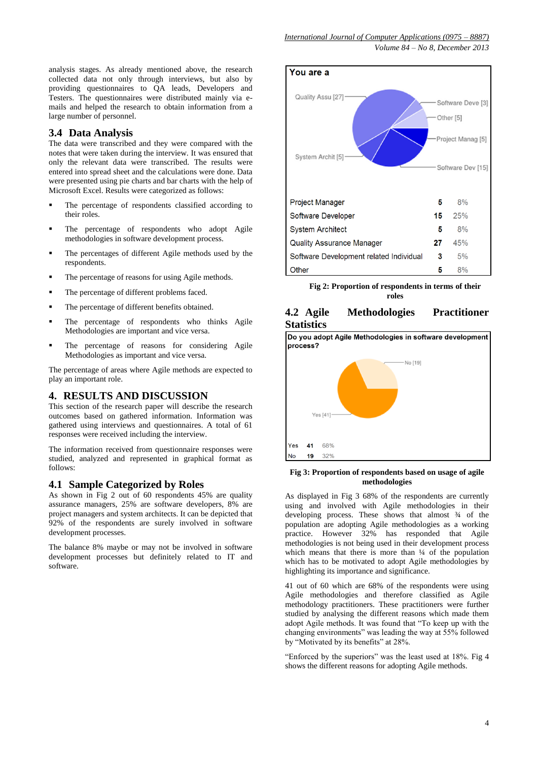analysis stages. As already mentioned above, the research collected data not only through interviews, but also by providing questionnaires to QA leads, Developers and Testers. The questionnaires were distributed mainly via e-mails and helped the research to obtain information from a large number of personnel.

## 3.4 Data Analysis

The data were transcribed and they were compared with the notes that were taken during the interview. It was ensured that only the relevant data were transcribed. The results were entered into spread sheet and the calculations were done. Data were presented using pie charts and bar charts with the help of Microsoft Excel. Results were categorized as follows:

- The percentage of respondents classified according to their roles.
- The percentage of respondents who adopt Agile methodologies in software development process.
- The percentages of different Agile methods used by the respondents.
- The percentage of reasons for using Agile methods.
- The percentage of different problems faced.
- The percentage of different benefits obtained.
- The percentage of respondents who thinks Agile Methodologies are important and vice versa.
- The percentage of reasons for considering Agile Methodologies as important and vice versa.

The percentage of areas where Agile methods are expected to play an important role.

# 4. RESULTS AND DISCUSSION

This section of the research paper will describe the research outcomes based on gathered information. Information was gathered using interviews and questionnaires. A total of 61 responses were received including the interview.

The information received from questionnaire responses were studied, analyzed and represented in graphical format as follows:

## 4.1 Sample Categorized by Roles

As shown in Fig 2 out of 60 respondents 45% are quality assurance managers, 25% are software developers, 8% are project managers and system architects. It can be depicted that 92% of the respondents are surely involved in software development processes.

The balance 8% maybe or may not be involved in software development processes but definitely related to IT and software.

**You are a**

| Role | Count | % |
|---|---|---|
| Project Manager | 5 | 8% |
| Software Developer | 15 | 25% |
| System Architect | 5 | 8% |
| Quality Assurance Manager | 27 | 45% |
| Software Development related Individual | 3 | 5% |
| Other | 5 | 8% |

**Fig 2: Proportion of respondents in terms of their roles**

## 4.2 Agile Methodologies Practitioner Statistics

**Do you adopt Agile Methodologies in software development process?**

| | | |
|---|---|---|
| Yes | 41 | 68% |
| No | 19 | 32% |

**Fig 3: Proportion of respondents based on usage of agile methodologies**

As displayed in Fig 3 68% of the respondents are currently using and involved with Agile methodologies in their developing process. These shows that almost ¾ of the population are adopting Agile methodologies as a working practice. However 32% has responded that Agile methodologies is not being used in their development process which means that there is more than ¼ of the population which has to be motivated to adopt Agile methodologies by highlighting its importance and significance.

41 out of 60 which are 68% of the respondents were using Agile methodologies and therefore classified as Agile methodology practitioners. These practitioners were further studied by analysing the different reasons which made them adopt Agile methods. It was found that "To keep up with the changing environments" was leading the way at 55% followed by "Motivated by its benefits" at 28%.

"Enforced by the superiors" was the least used at 18%. Fig 4 shows the different reasons for adopting Agile methods.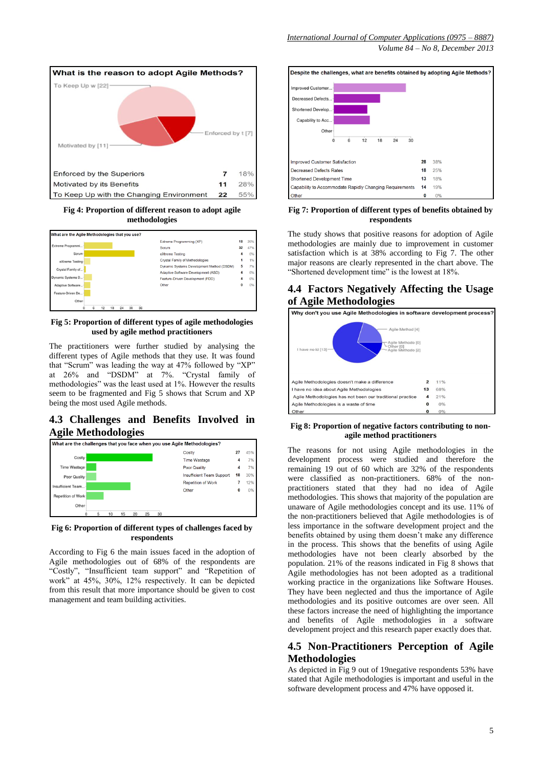**What is the reason to adopt Agile Methods?**

| Reason | Count | % |
|---|---|---|
| Enforced by the Superiors | 7 | 18% |
| Motivated by its Benefits | 11 | 28% |
| To Keep Up with the Changing Environment | 22 | 55% |

**Fig 4: Proportion of different reason to adopt agile methodologies**

**What are the Agile Methodologies that you use?**

| Methodology | Count | % |
|---|---|---|
| Extreme Programming (XP) | 18 | 26% |
| Scrum | 32 | 47% |
| eXtreme Testing | 4 | 6% |
| Crystal Family of Methodologies | 1 | 1% |
| Dynamic Systems Development Method (DSDM) | 5 | 7% |
| Adaptive Software Development (ASD) | 4 | 6% |
| Feature-Driven Development (FDD) | 4 | 6% |
| Other | 0 | 0% |

**Fig 5: Proportion of different types of agile methodologies used by agile method practitioners**

The practitioners were further studied by analysing the different types of Agile methods that they use. It was found that "Scrum" was leading the way at 47% followed by "XP" at 26% and "DSDM" at 7%. "Crystal family of methodologies" was the least used at 1%. However the results seem to be fragmented and Fig 5 shows that Scrum and XP being the most used Agile methods.

## 4.3 Challenges and Benefits Involved in Agile Methodologies

**What are the challenges that you face when you use Agile Methodologies?**

| Challenge | Count | % |
|---|---|---|
| Costly | 27 | 45% |
| Time Wastage | 4 | 7% |
| Poor Quality | 4 | 7% |
| Insufficient Team Support | 18 | 30% |
| Repetition of Work | 7 | 12% |
| Other | 0 | 0% |

**Fig 6: Proportion of different types of challenges faced by respondents**

According to Fig 6 the main issues faced in the adoption of Agile methodologies out of 68% of the respondents are "Costly", "Insufficient team support" and "Repetition of work" at 45%, 30%, 12% respectively. It can be depicted from this result that more importance should be given to cost management and team building activities.

**Despite the challenges, what are benefits obtained by adopting Agile Methods?**

| Benefit | Count | % |
|---|---|---|
| Improved Customer Satisfaction | 28 | 38% |
| Decreased Defects Rates | 18 | 25% |
| Shortened Development Time | 13 | 18% |
| Capability to Accommodate Rapidly Changing Requirements | 14 | 19% |
| Other | 0 | 0% |

**Fig 7: Proportion of different types of benefits obtained by respondents**

The study shows that positive reasons for adoption of Agile methodologies are mainly due to improvement in customer satisfaction which is at 38% according to Fig 7. The other major reasons are clearly represented in the chart above. The "Shortened development time" is the lowest at 18%.

## 4.4 Factors Negatively Affecting the Usage of Agile Methodologies

**Why don't you use Agile Methodologies in software development process?**

| Reason | Count | % |
|---|---|---|
| Agile Methodologies doesn't make a difference | 2 | 11% |
| I have no idea about Agile Methodologies | 13 | 68% |
| Agile Methodologies has not been our traditional practice | 4 | 21% |
| Agile Methodologies is a waste of time | 0 | 0% |
| Other | 0 | 0% |

**Fig 8: Proportion of negative factors contributing to non-agile method practitioners**

The reasons for not using Agile methodologies in the development process were studied and therefore the remaining 19 out of 60 which are 32% of the respondents were classified as non-practitioners. 68% of the non-practitioners stated they had no idea of Agile methodologies. This shows that majority of the population are unaware of Agile methodologies concept and its use. 11% of the non-practitioners believed that Agile methodologies is of less importance in the software development project and the benefits obtained by using them doesn't make any difference in the process. This shows that the benefits of using Agile methodologies have not been clearly absorbed by the population. 21% of the reasons indicated in Fig 8 shows that Agile methodologies has not been adopted as a traditional working practice in the organizations like Software Houses. They have been neglected and thus the importance of Agile methodologies and its positive outcomes are over seen. All these factors increase the need of highlighting the importance and benefits of Agile methodologies in a software development project and this research paper exactly does that.

## 4.5 Non-Practitioners Perception of Agile Methodologies

As depicted in Fig 9 out of 19negative respondents 53% have stated that Agile methodologies is important and useful in the software development process and 47% have opposed it.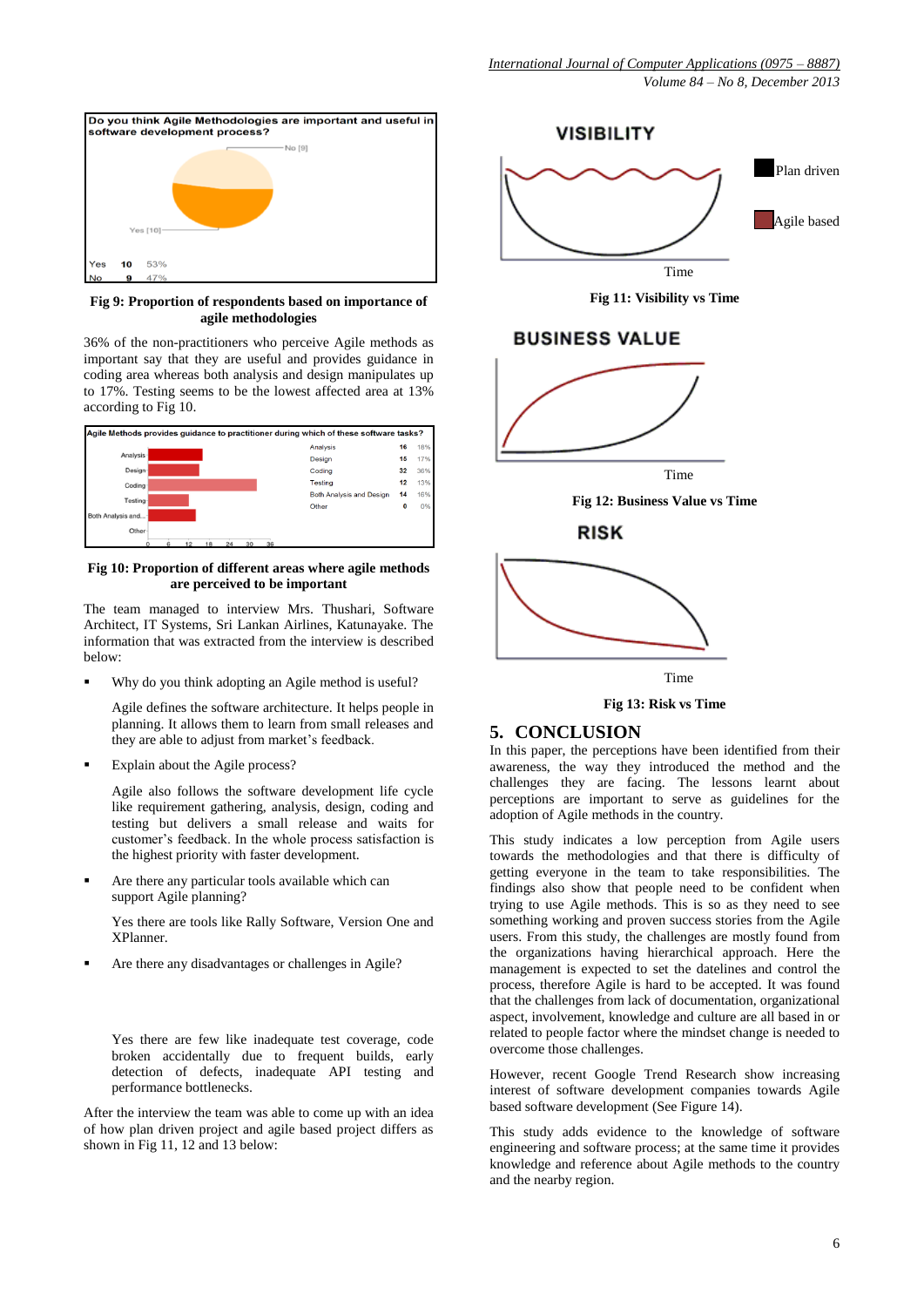Do you think Agile Methodologies are important and useful in software development process?

| | | |
|---|---|---|
| Yes | 10 | 53% |
| No | 9 | 47% |

**Fig 9: Proportion of respondents based on importance of agile methodologies**

36% of the non-practitioners who perceive Agile methods as important say that they are useful and provides guidance in coding area whereas both analysis and design manipulates up to 17%. Testing seems to be the lowest affected area at 13% according to Fig 10.

Agile Methods provides guidance to practitioner during which of these software tasks?

| | | |
|---|---|---|
| Analysis | 16 | 18% |
| Design | 15 | 17% |
| Coding | 32 | 36% |
| Testing | 12 | 13% |
| Both Analysis and Design | 14 | 16% |
| Other | 0 | 0% |

**Fig 10: Proportion of different areas where agile methods are perceived to be important**

The team managed to interview Mrs. Thushari, Software Architect, IT Systems, Sri Lankan Airlines, Katunayake. The information that was extracted from the interview is described below:

- Why do you think adopting an Agile method is useful?

  Agile defines the software architecture. It helps people in planning. It allows them to learn from small releases and they are able to adjust from market's feedback.

- Explain about the Agile process?

  Agile also follows the software development life cycle like requirement gathering, analysis, design, coding and testing but delivers a small release and waits for customer's feedback. In the whole process satisfaction is the highest priority with faster development.

- Are there any particular tools available which can support Agile planning?

  Yes there are tools like Rally Software, Version One and XPlanner.

- Are there any disadvantages or challenges in Agile?

  Yes there are few like inadequate test coverage, code broken accidentally due to frequent builds, early detection of defects, inadequate API testing and performance bottlenecks.

After the interview the team was able to come up with an idea of how plan driven project and agile based project differs as shown in Fig 11, 12 and 13 below:

**Fig 11: Visibility vs Time**

**Fig 12: Business Value vs Time**

**Fig 13: Risk vs Time**

## 5. CONCLUSION

In this paper, the perceptions have been identified from their awareness, the way they introduced the method and the challenges they are facing. The lessons learnt about perceptions are important to serve as guidelines for the adoption of Agile methods in the country.

This study indicates a low perception from Agile users towards the methodologies and that there is difficulty of getting everyone in the team to take responsibilities. The findings also show that people need to be confident when trying to use Agile methods. This is so as they need to see something working and proven success stories from the Agile users. From this study, the challenges are mostly found from the organizations having hierarchical approach. Here the management is expected to set the datelines and control the process, therefore Agile is hard to be accepted. It was found that the challenges from lack of documentation, organizational aspect, involvement, knowledge and culture are all based in or related to people factor where the mindset change is needed to overcome those challenges.

However, recent Google Trend Research show increasing interest of software development companies towards Agile based software development (See Figure 14).

This study adds evidence to the knowledge of software engineering and software process; at the same time it provides knowledge and reference about Agile methods to the country and the nearby region.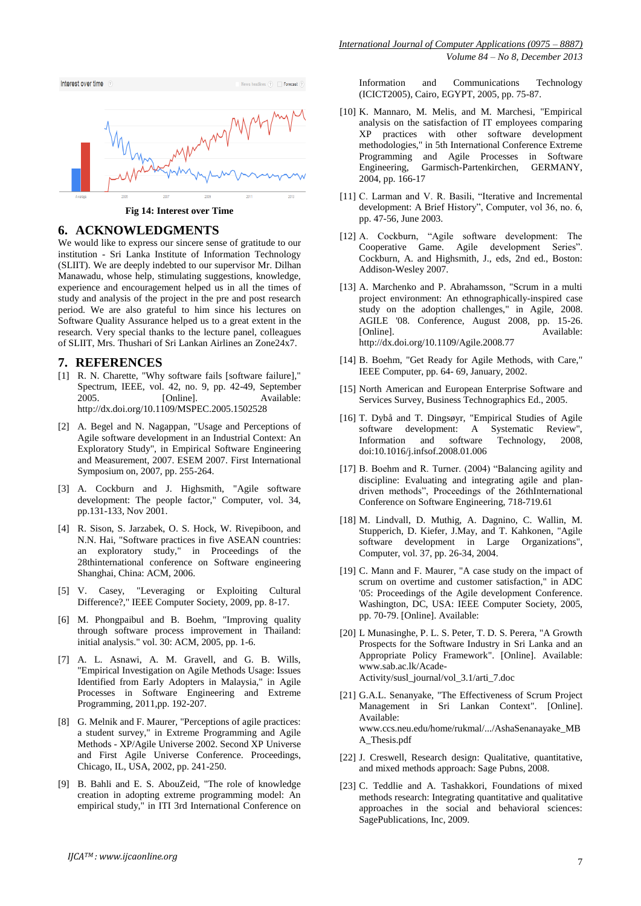Interest over time

News headlines

Forecast

Average

2005

2007

2009

2011

2013

**Fig 14: Interest over Time**

## 6. ACKNOWLEDGMENTS

We would like to express our sincere sense of gratitude to our institution - Sri Lanka Institute of Information Technology (SLIIT). We are deeply indebted to our supervisor Mr. Dilhan Manawadu, whose help, stimulating suggestions, knowledge, experience and encouragement helped us in all the times of study and analysis of the project in the pre and post research period. We are also grateful to him since his lectures on Software Quality Assurance helped us to a great extent in the research. Very special thanks to the lecture panel, colleagues of SLIIT, Mrs. Thushari of Sri Lankan Airlines an Zone24x7.

## 7. REFERENCES

[1] R. N. Charette, "Why software fails [software failure]," Spectrum, IEEE, vol. 42, no. 9, pp. 42-49, September 2005. [Online]. Available: http://dx.doi.org/10.1109/MSPEC.2005.1502528

[2] A. Begel and N. Nagappan, "Usage and Perceptions of Agile software development in an Industrial Context: An Exploratory Study", in Empirical Software Engineering and Measurement, 2007. ESEM 2007. First International Symposium on, 2007, pp. 255-264.

[3] A. Cockburn and J. Highsmith, "Agile software development: The people factor," Computer, vol. 34, pp.131-133, Nov 2001.

[4] R. Sison, S. Jarzabek, O. S. Hock, W. Rivepiboon, and N.N. Hai, "Software practices in five ASEAN countries: an exploratory study," in Proceedings of the 28thinternational conference on Software engineering Shanghai, China: ACM, 2006.

[5] V. Casey, "Leveraging or Exploiting Cultural Difference?," IEEE Computer Society, 2009, pp. 8-17.

[6] M. Phongpaibul and B. Boehm, "Improving quality through software process improvement in Thailand: initial analysis." vol. 30: ACM, 2005, pp. 1-6.

[7] A. L. Asnawi, A. M. Gravell, and G. B. Wills, "Empirical Investigation on Agile Methods Usage: Issues Identified from Early Adopters in Malaysia," in Agile Processes in Software Engineering and Extreme Programming, 2011,pp. 192-207.

[8] G. Melnik and F. Maurer, "Perceptions of agile practices: a student survey," in Extreme Programming and Agile Methods - XP/Agile Universe 2002. Second XP Universe and First Agile Universe Conference. Proceedings, Chicago, IL, USA, 2002, pp. 241-250.

[9] B. Bahli and E. S. AbouZeid, "The role of knowledge creation in adopting extreme programming model: An empirical study," in ITI 3rd International Conference on Information and Communications Technology (ICICT2005), Cairo, EGYPT, 2005, pp. 75-87.

[10] K. Mannaro, M. Melis, and M. Marchesi, "Empirical analysis on the satisfaction of IT employees comparing XP practices with other software development methodologies," in 5th International Conference Extreme Programming and Agile Processes in Software Engineering, Garmisch-Partenkirchen, GERMANY, 2004, pp. 166-17

[11] C. Larman and V. R. Basili, "Iterative and Incremental development: A Brief History", Computer, vol 36, no. 6, pp. 47-56, June 2003.

[12] A. Cockburn, "Agile software development: The Cooperative Game. Agile development Series". Cockburn, A. and Highsmith, J., eds, 2nd ed., Boston: Addison-Wesley 2007.

[13] A. Marchenko and P. Abrahamsson, "Scrum in a multi project environment: An ethnographically-inspired case study on the adoption challenges," in Agile, 2008. AGILE '08. Conference, August 2008, pp. 15-26. [Online]. Available: http://dx.doi.org/10.1109/Agile.2008.77

[14] B. Boehm, "Get Ready for Agile Methods, with Care," IEEE Computer, pp. 64- 69, January, 2002.

[15] North American and European Enterprise Software and Services Survey, Business Technographics Ed., 2005.

[16] T. Dybå and T. Dingsøyr, "Empirical Studies of Agile software development: A Systematic Review", Information and software Technology, 2008, doi:10.1016/j.infsof.2008.01.006

[17] B. Boehm and R. Turner. (2004) "Balancing agility and discipline: Evaluating and integrating agile and plan-driven methods", Proceedings of the 26thInternational Conference on Software Engineering, 718-719.61

[18] M. Lindvall, D. Muthig, A. Dagnino, C. Wallin, M. Stupperich, D. Kiefer, J.May, and T. Kahkonen, "Agile software development in Large Organizations", Computer, vol. 37, pp. 26-34, 2004.

[19] C. Mann and F. Maurer, "A case study on the impact of scrum on overtime and customer satisfaction," in ADC '05: Proceedings of the Agile development Conference. Washington, DC, USA: IEEE Computer Society, 2005, pp. 70-79. [Online]. Available:

[20] L Munasinghe, P. L. S. Peter, T. D. S. Perera, "A Growth Prospects for the Software Industry in Sri Lanka and an Appropriate Policy Framework". [Online]. Available: www.sab.ac.lk/Acade-Activity/susl_journal/vol_3.1/arti_7.doc

[21] G.A.L. Senanyake, "The Effectiveness of Scrum Project Management in Sri Lankan Context". [Online]. Available: www.ccs.neu.edu/home/rukmal/.../AshaSenanayake_MBA_Thesis.pdf

[22] J. Creswell, Research design: Qualitative, quantitative, and mixed methods approach: Sage Pubns, 2008.

[23] C. Teddlie and A. Tashakkori, Foundations of mixed methods research: Integrating quantitative and qualitative approaches in the social and behavioral sciences: SagePublications, Inc, 2009.